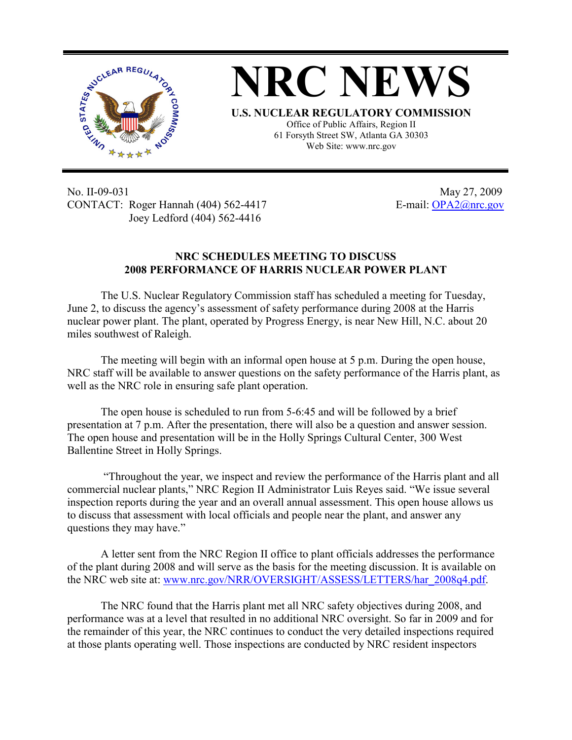# NRC NEWS

**U.S. NUCLEAR REGULATORY COMMISSION**

Office of Public Affairs, Region II
61 Forsyth Street SW, Atlanta GA 30303
Web Site: www.nrc.gov

No. II-09-031
CONTACT: Roger Hannah (404) 562-4417
Joey Ledford (404) 562-4416

May 27, 2009
E-mail: OPA2@nrc.gov

## NRC SCHEDULES MEETING TO DISCUSS 2008 PERFORMANCE OF HARRIS NUCLEAR POWER PLANT

The U.S. Nuclear Regulatory Commission staff has scheduled a meeting for Tuesday, June 2, to discuss the agency's assessment of safety performance during 2008 at the Harris nuclear power plant. The plant, operated by Progress Energy, is near New Hill, N.C. about 20 miles southwest of Raleigh.

The meeting will begin with an informal open house at 5 p.m. During the open house, NRC staff will be available to answer questions on the safety performance of the Harris plant, as well as the NRC role in ensuring safe plant operation.

The open house is scheduled to run from 5-6:45 and will be followed by a brief presentation at 7 p.m. After the presentation, there will also be a question and answer session. The open house and presentation will be in the Holly Springs Cultural Center, 300 West Ballentine Street in Holly Springs.

"Throughout the year, we inspect and review the performance of the Harris plant and all commercial nuclear plants," NRC Region II Administrator Luis Reyes said. "We issue several inspection reports during the year and an overall annual assessment. This open house allows us to discuss that assessment with local officials and people near the plant, and answer any questions they may have."

A letter sent from the NRC Region II office to plant officials addresses the performance of the plant during 2008 and will serve as the basis for the meeting discussion. It is available on the NRC web site at: www.nrc.gov/NRR/OVERSIGHT/ASSESS/LETTERS/har_2008q4.pdf.

The NRC found that the Harris plant met all NRC safety objectives during 2008, and performance was at a level that resulted in no additional NRC oversight. So far in 2009 and for the remainder of this year, the NRC continues to conduct the very detailed inspections required at those plants operating well. Those inspections are conducted by NRC resident inspectors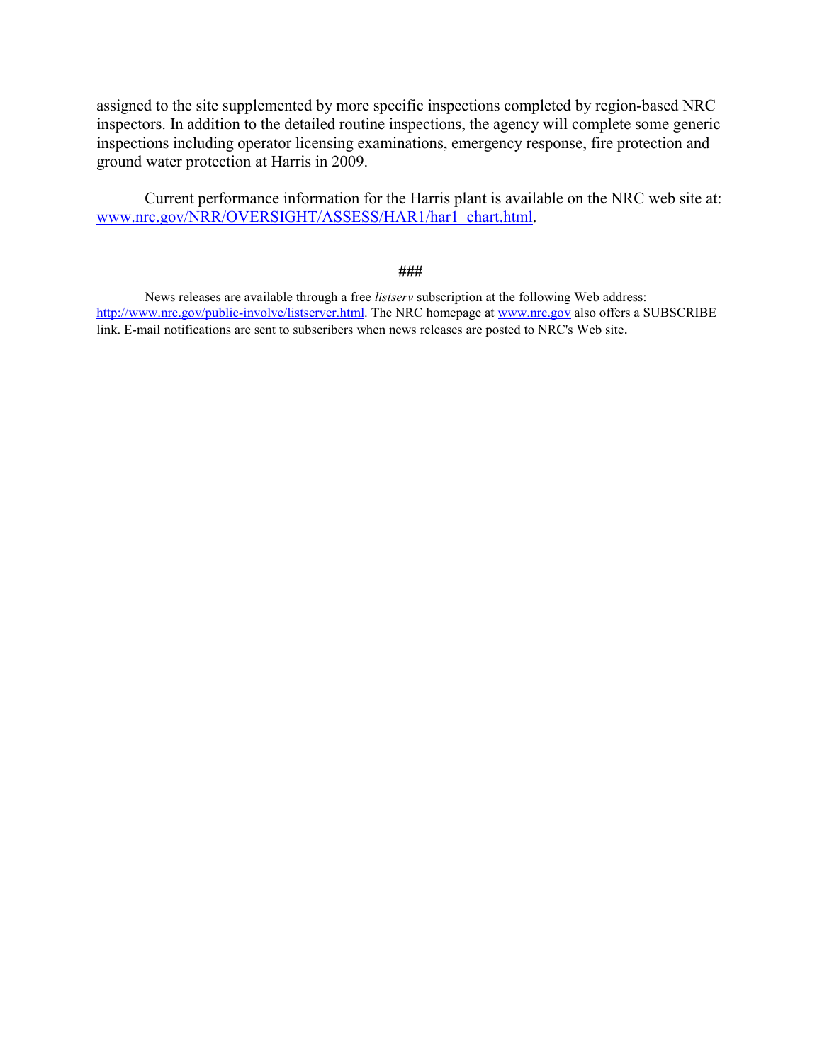assigned to the site supplemented by more specific inspections completed by region-based NRC inspectors. In addition to the detailed routine inspections, the agency will complete some generic inspections including operator licensing examinations, emergency response, fire protection and ground water protection at Harris in 2009.

Current performance information for the Harris plant is available on the NRC web site at: www.nrc.gov/NRR/OVERSIGHT/ASSESS/HAR1/har1_chart.html.

###

News releases are available through a free *listserv* subscription at the following Web address: http://www.nrc.gov/public-involve/listserver.html. The NRC homepage at www.nrc.gov also offers a SUBSCRIBE link. E-mail notifications are sent to subscribers when news releases are posted to NRC's Web site.